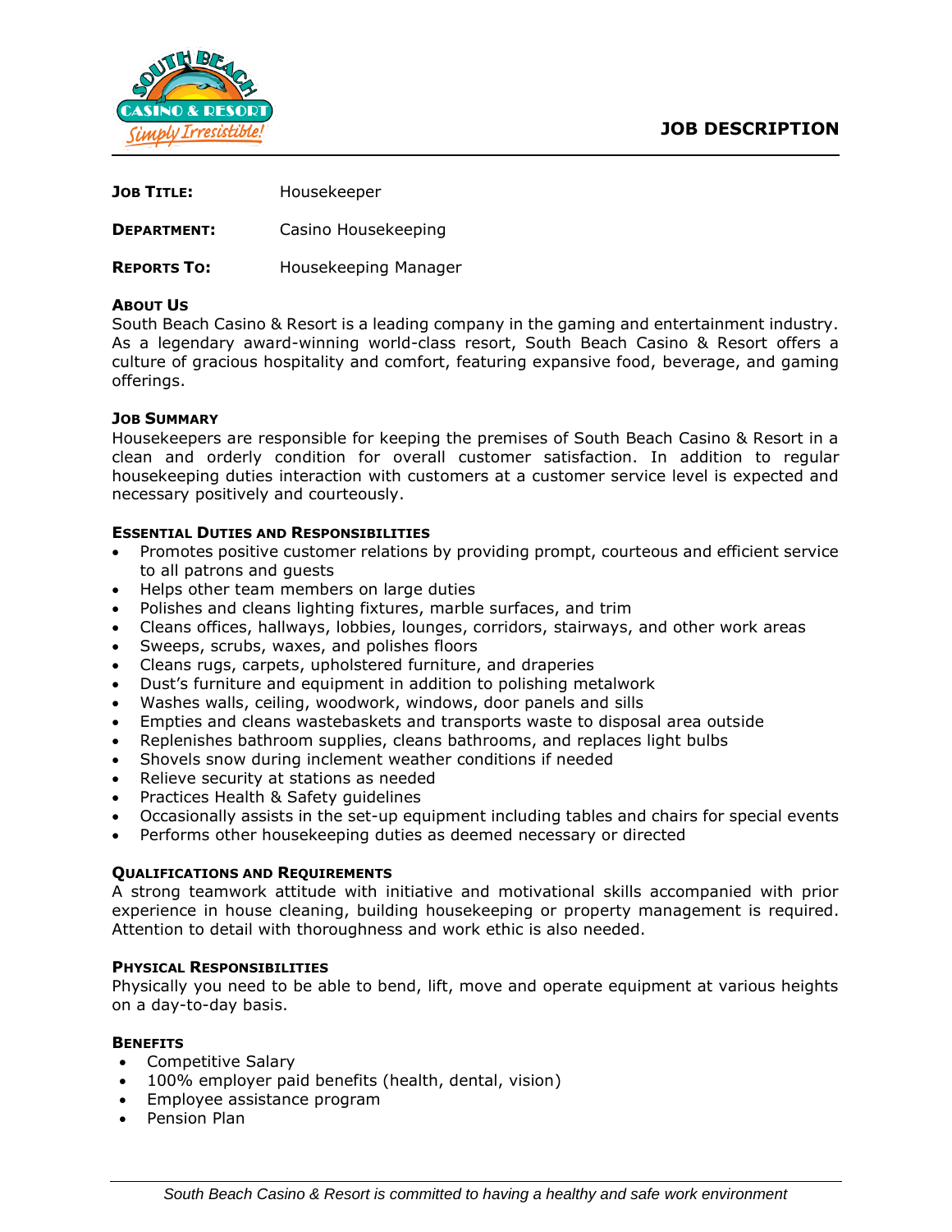# JOB DESCRIPTION

**JOB TITLE:** Housekeeper

**DEPARTMENT:** Casino Housekeeping

**REPORTS TO:** Housekeeping Manager

## ABOUT US

South Beach Casino & Resort is a leading company in the gaming and entertainment industry. As a legendary award-winning world-class resort, South Beach Casino & Resort offers a culture of gracious hospitality and comfort, featuring expansive food, beverage, and gaming offerings.

## JOB SUMMARY

Housekeepers are responsible for keeping the premises of South Beach Casino & Resort in a clean and orderly condition for overall customer satisfaction. In addition to regular housekeeping duties interaction with customers at a customer service level is expected and necessary positively and courteously.

## ESSENTIAL DUTIES AND RESPONSIBILITIES

- Promotes positive customer relations by providing prompt, courteous and efficient service to all patrons and guests
- Helps other team members on large duties
- Polishes and cleans lighting fixtures, marble surfaces, and trim
- Cleans offices, hallways, lobbies, lounges, corridors, stairways, and other work areas
- Sweeps, scrubs, waxes, and polishes floors
- Cleans rugs, carpets, upholstered furniture, and draperies
- Dust's furniture and equipment in addition to polishing metalwork
- Washes walls, ceiling, woodwork, windows, door panels and sills
- Empties and cleans wastebaskets and transports waste to disposal area outside
- Replenishes bathroom supplies, cleans bathrooms, and replaces light bulbs
- Shovels snow during inclement weather conditions if needed
- Relieve security at stations as needed
- Practices Health & Safety guidelines
- Occasionally assists in the set-up equipment including tables and chairs for special events
- Performs other housekeeping duties as deemed necessary or directed

## QUALIFICATIONS AND REQUIREMENTS

A strong teamwork attitude with initiative and motivational skills accompanied with prior experience in house cleaning, building housekeeping or property management is required. Attention to detail with thoroughness and work ethic is also needed.

## PHYSICAL RESPONSIBILITIES

Physically you need to be able to bend, lift, move and operate equipment at various heights on a day-to-day basis.

## BENEFITS

- Competitive Salary
- 100% employer paid benefits (health, dental, vision)
- Employee assistance program
- Pension Plan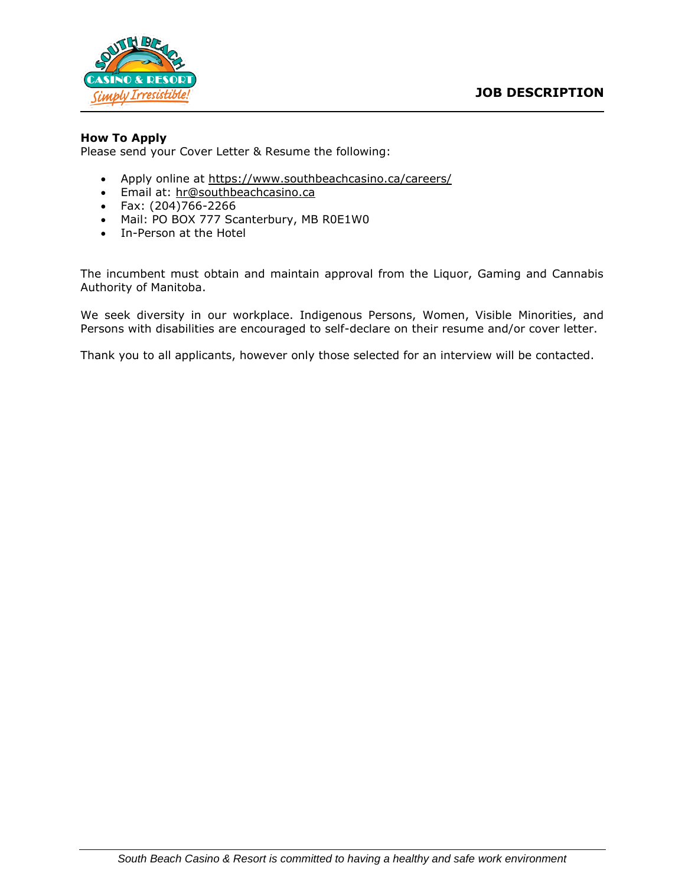**How To Apply**

Please send your Cover Letter & Resume the following:

- Apply online at https://www.southbeachcasino.ca/careers/
- Email at: hr@southbeachcasino.ca
- Fax: (204)766-2266
- Mail: PO BOX 777 Scanterbury, MB R0E1W0
- In-Person at the Hotel

The incumbent must obtain and maintain approval from the Liquor, Gaming and Cannabis Authority of Manitoba.

We seek diversity in our workplace. Indigenous Persons, Women, Visible Minorities, and Persons with disabilities are encouraged to self-declare on their resume and/or cover letter.

Thank you to all applicants, however only those selected for an interview will be contacted.